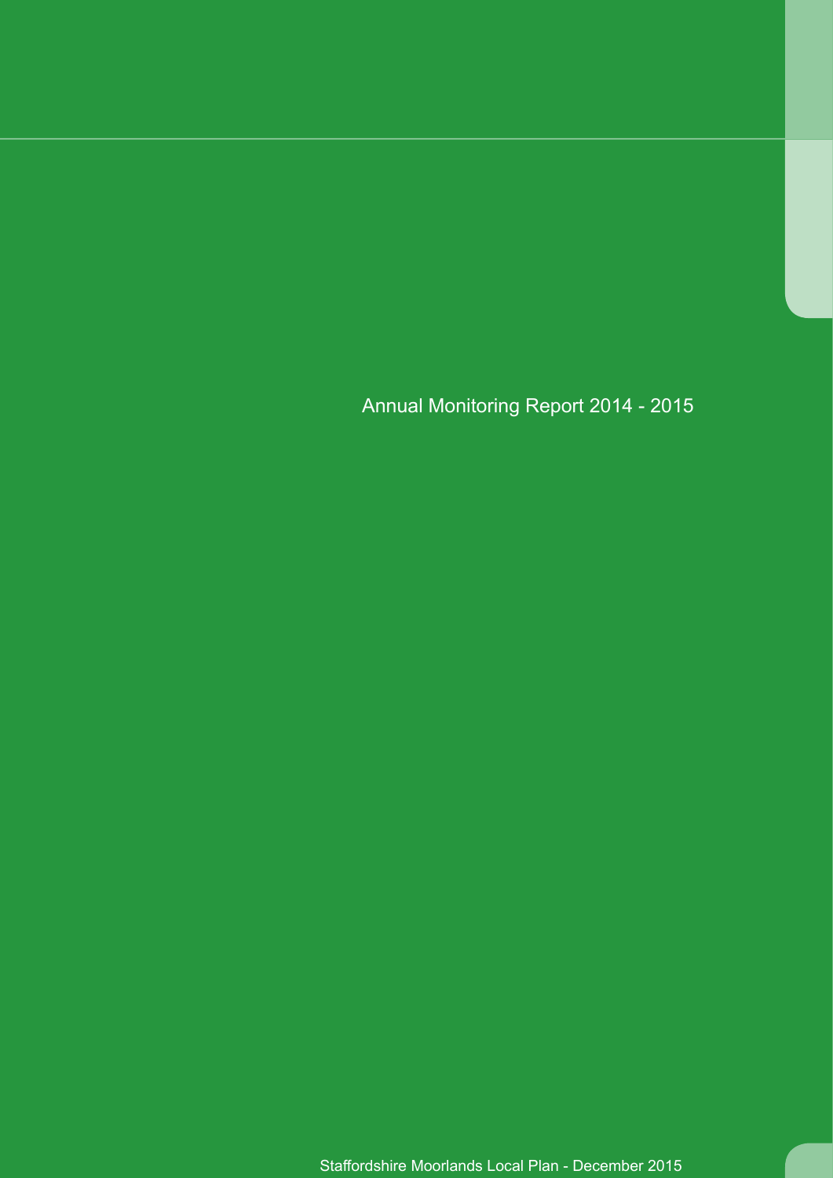# Annual Monitoring Report 2014 - 2015

Staffordshire Moorlands Local Plan - December 2015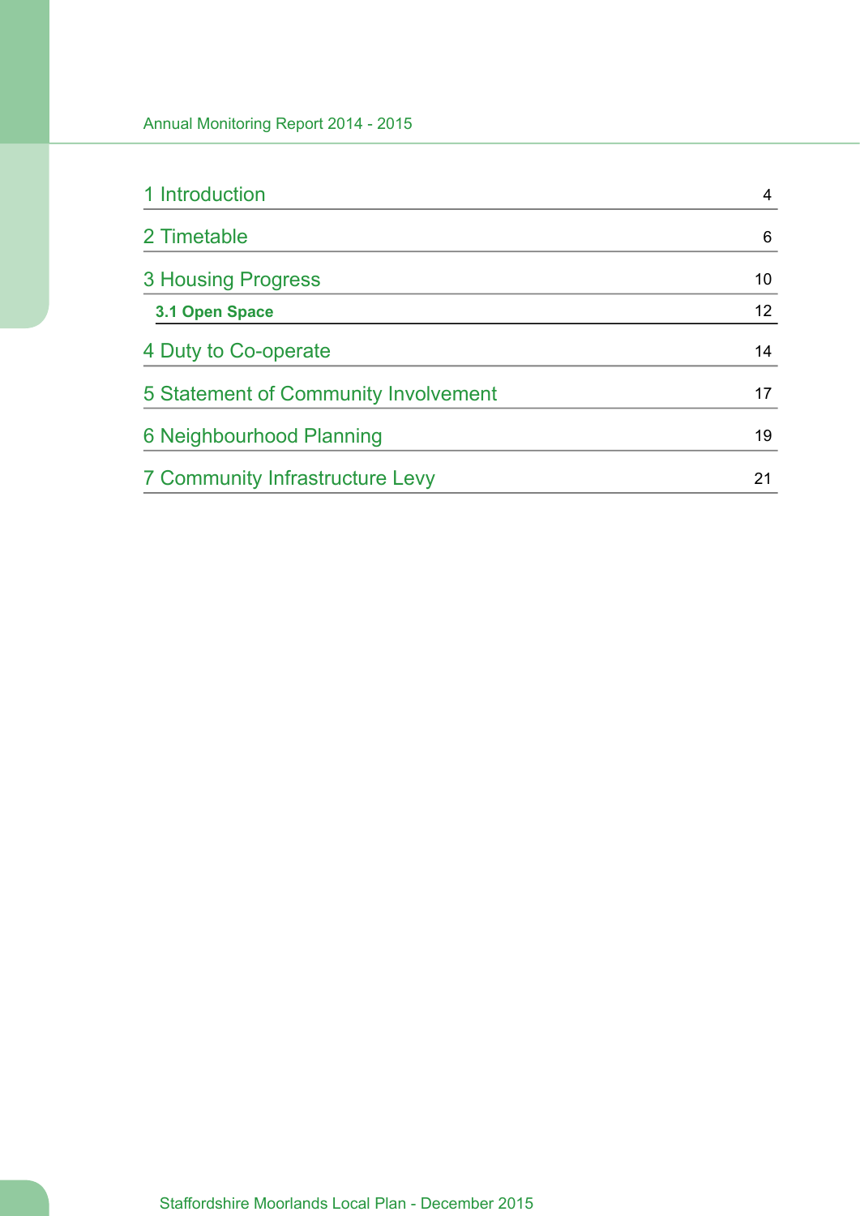| | |
|---|---|
| 1 Introduction | 4 |
| 2 Timetable | 6 |
| 3 Housing Progress | 10 |
| **3.1 Open Space** | 12 |
| 4 Duty to Co-operate | 14 |
| 5 Statement of Community Involvement | 17 |
| 6 Neighbourhood Planning | 19 |
| 7 Community Infrastructure Levy | 21 |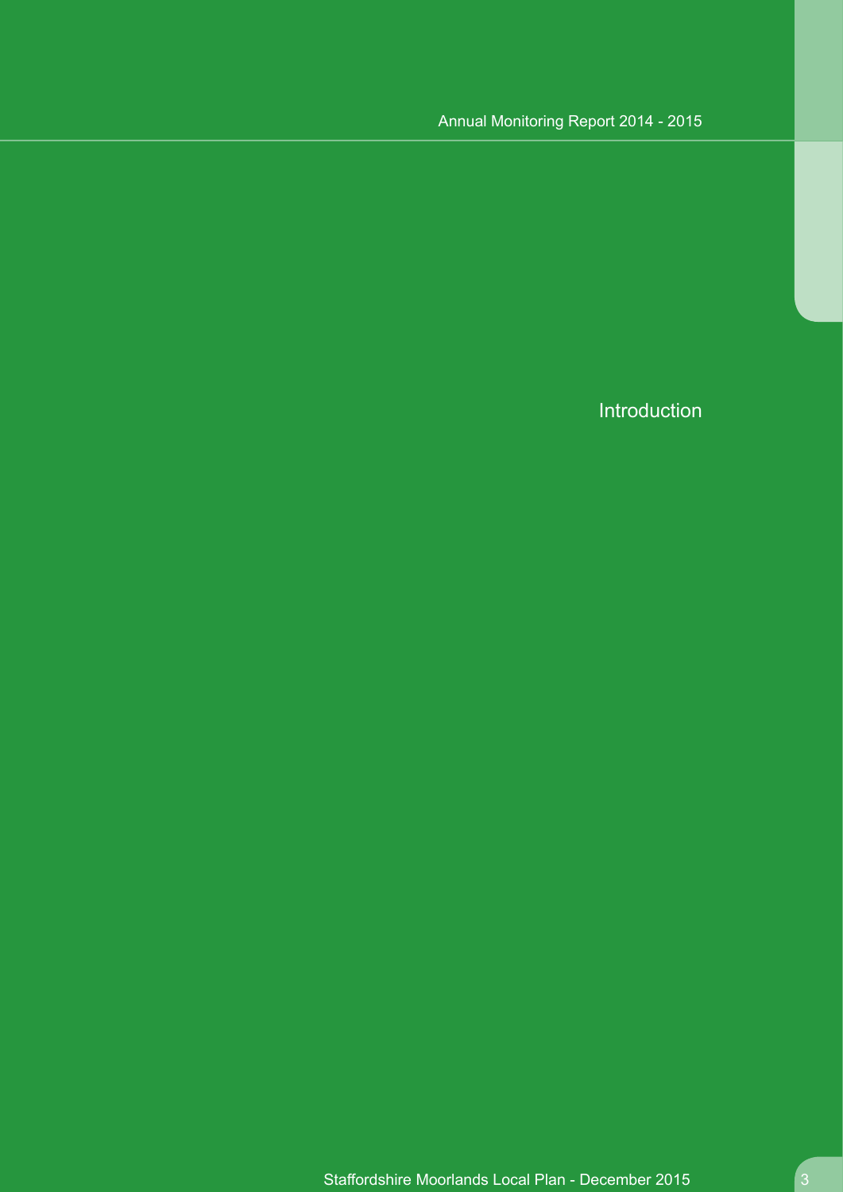# Introduction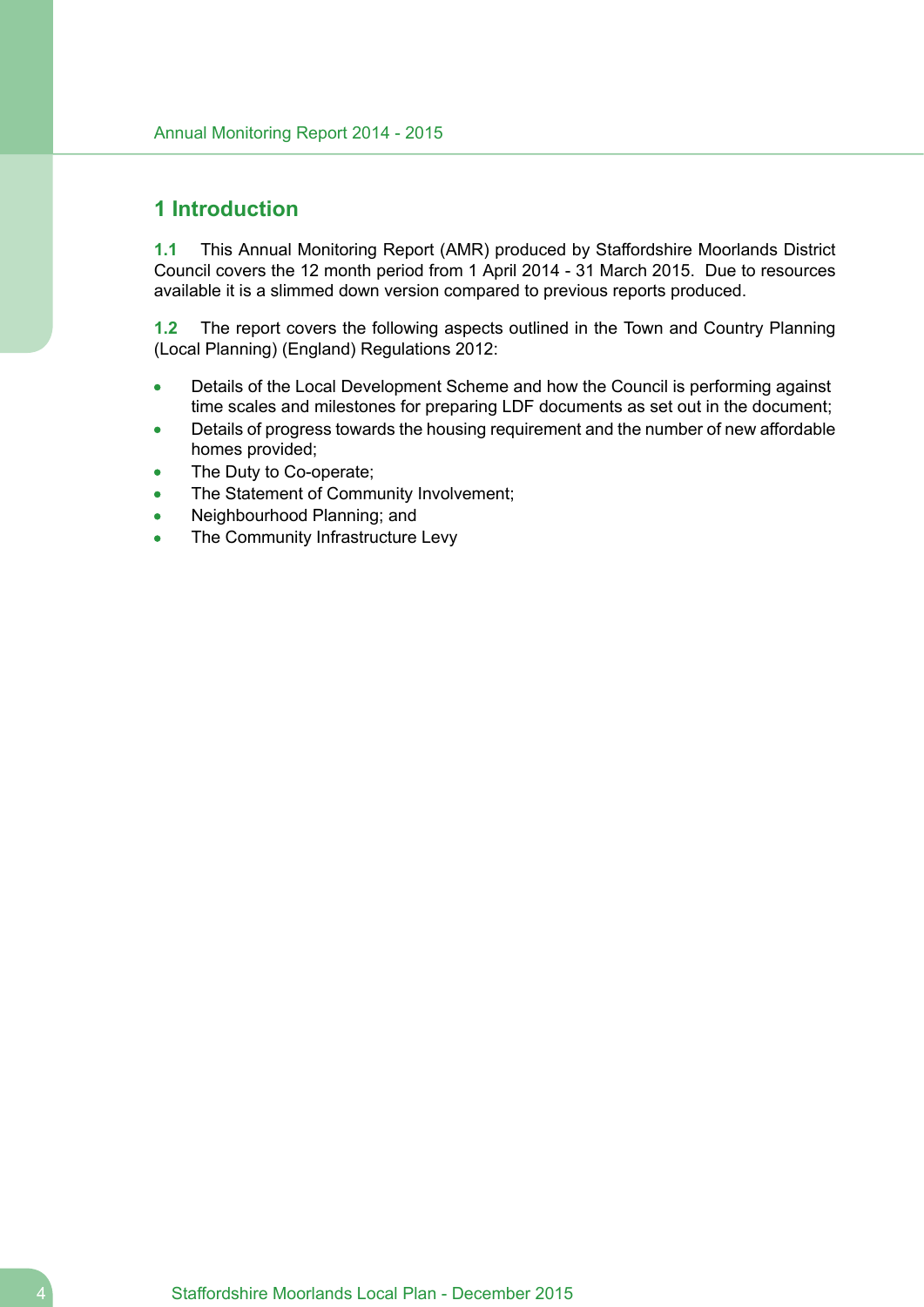# 1 Introduction

**1.1** This Annual Monitoring Report (AMR) produced by Staffordshire Moorlands District Council covers the 12 month period from 1 April 2014 - 31 March 2015. Due to resources available it is a slimmed down version compared to previous reports produced.

**1.2** The report covers the following aspects outlined in the Town and Country Planning (Local Planning) (England) Regulations 2012:

- Details of the Local Development Scheme and how the Council is performing against time scales and milestones for preparing LDF documents as set out in the document;
- Details of progress towards the housing requirement and the number of new affordable homes provided;
- The Duty to Co-operate;
- The Statement of Community Involvement;
- Neighbourhood Planning; and
- The Community Infrastructure Levy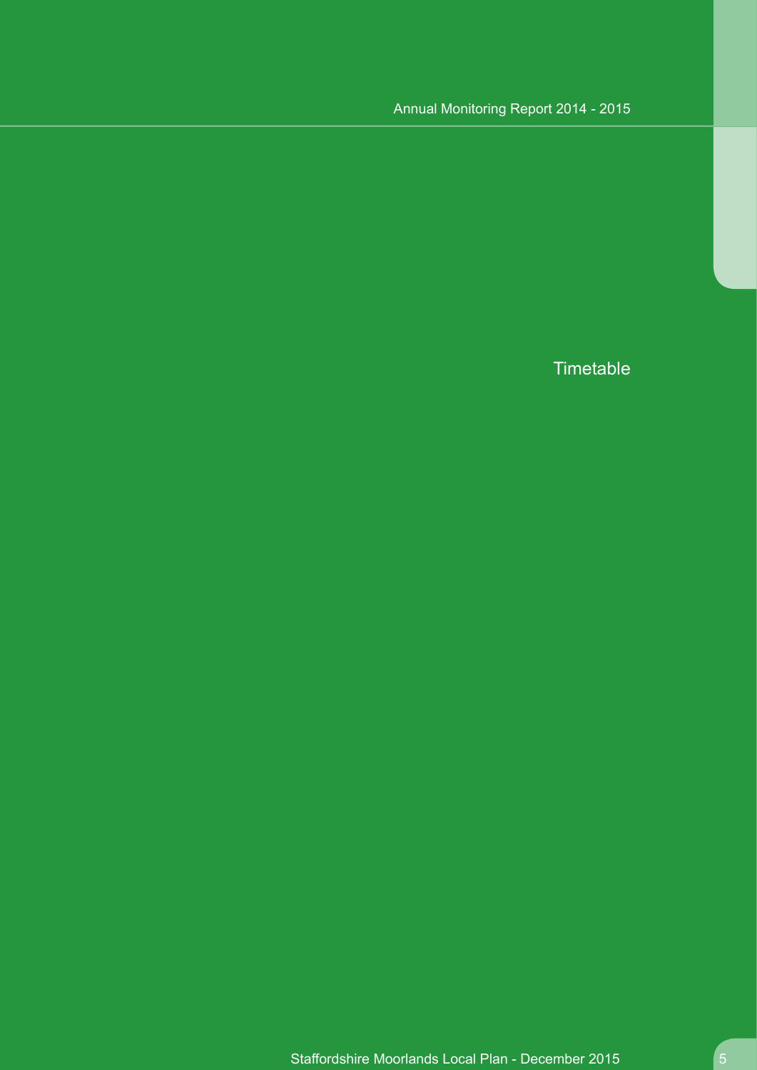# Timetable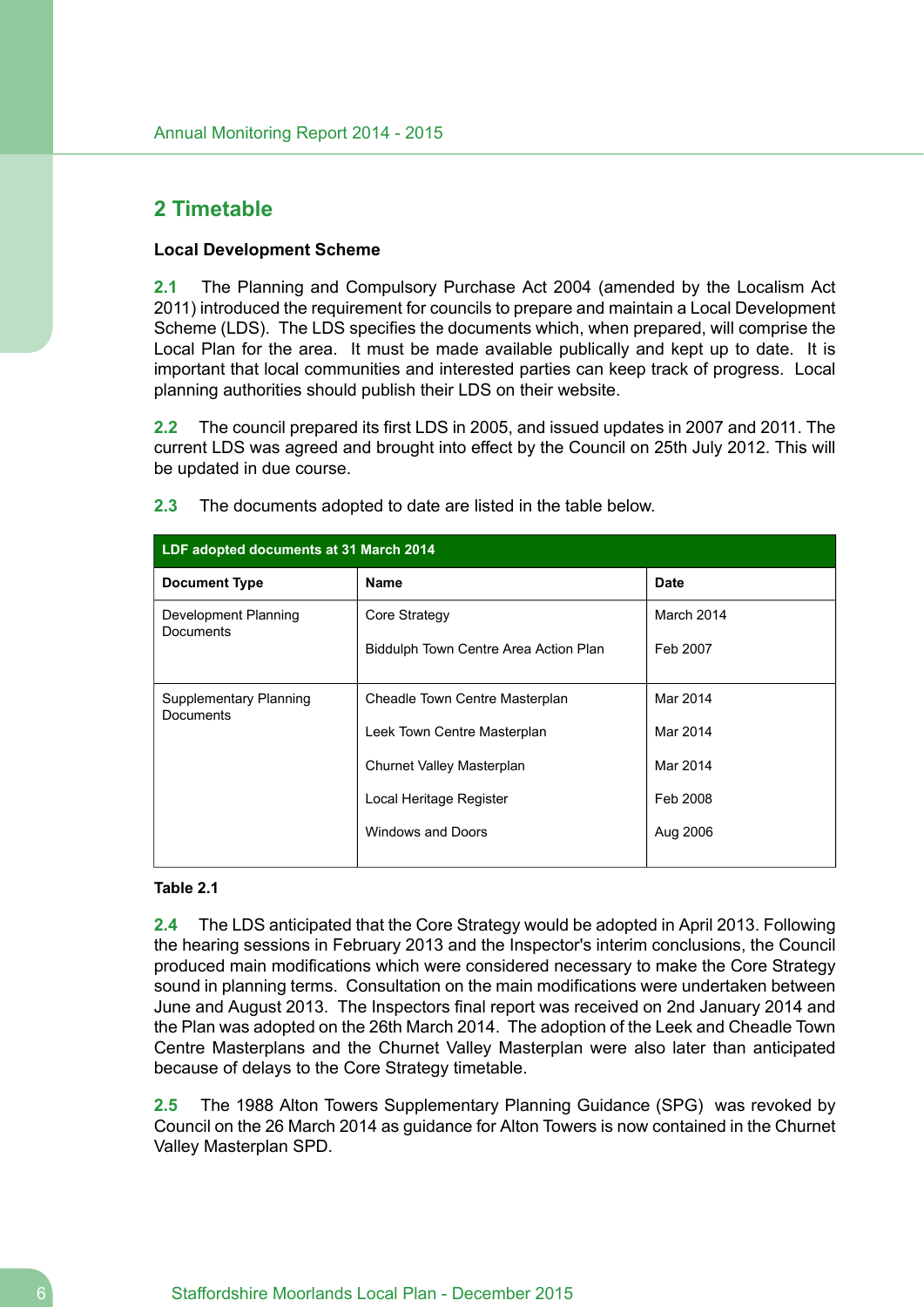## 2 Timetable

### Local Development Scheme

**2.1** The Planning and Compulsory Purchase Act 2004 (amended by the Localism Act 2011) introduced the requirement for councils to prepare and maintain a Local Development Scheme (LDS). The LDS specifies the documents which, when prepared, will comprise the Local Plan for the area. It must be made available publically and kept up to date. It is important that local communities and interested parties can keep track of progress. Local planning authorities should publish their LDS on their website.

**2.2** The council prepared its first LDS in 2005, and issued updates in 2007 and 2011. The current LDS was agreed and brought into effect by the Council on 25th July 2012. This will be updated in due course.

**2.3** The documents adopted to date are listed in the table below.

| LDF adopted documents at 31 March 2014 | | |
|---|---|---|
| **Document Type** | **Name** | **Date** |
| Development Planning Documents | Core Strategy | March 2014 |
| | Biddulph Town Centre Area Action Plan | Feb 2007 |
| Supplementary Planning Documents | Cheadle Town Centre Masterplan | Mar 2014 |
| | Leek Town Centre Masterplan | Mar 2014 |
| | Churnet Valley Masterplan | Mar 2014 |
| | Local Heritage Register | Feb 2008 |
| | Windows and Doors | Aug 2006 |

**Table 2.1**

**2.4** The LDS anticipated that the Core Strategy would be adopted in April 2013. Following the hearing sessions in February 2013 and the Inspector's interim conclusions, the Council produced main modifications which were considered necessary to make the Core Strategy sound in planning terms. Consultation on the main modifications were undertaken between June and August 2013. The Inspectors final report was received on 2nd January 2014 and the Plan was adopted on the 26th March 2014. The adoption of the Leek and Cheadle Town Centre Masterplans and the Churnet Valley Masterplan were also later than anticipated because of delays to the Core Strategy timetable.

**2.5** The 1988 Alton Towers Supplementary Planning Guidance (SPG) was revoked by Council on the 26 March 2014 as guidance for Alton Towers is now contained in the Churnet Valley Masterplan SPD.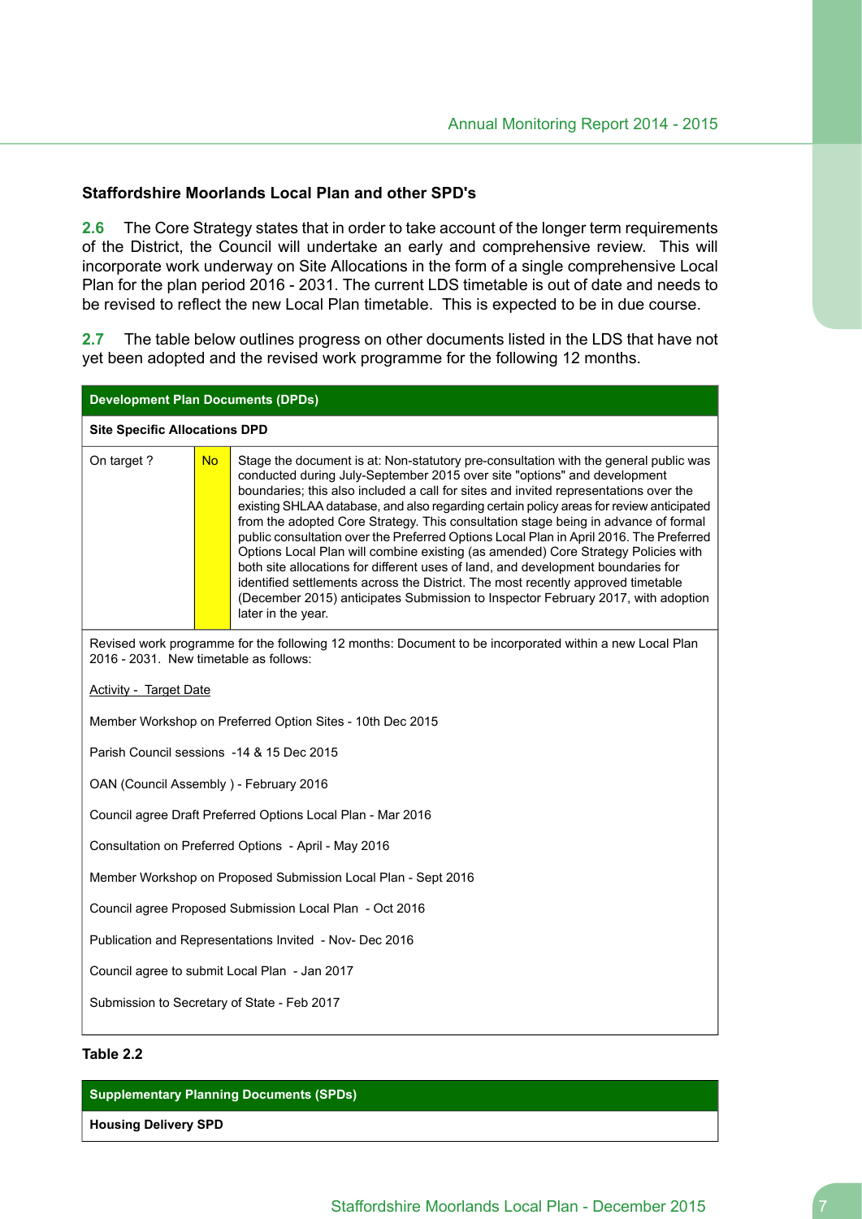### Staffordshire Moorlands Local Plan and other SPD's

**2.6** The Core Strategy states that in order to take account of the longer term requirements of the District, the Council will undertake an early and comprehensive review. This will incorporate work underway on Site Allocations in the form of a single comprehensive Local Plan for the plan period 2016 - 2031. The current LDS timetable is out of date and needs to be revised to reflect the new Local Plan timetable. This is expected to be in due course.

**2.7** The table below outlines progress on other documents listed in the LDS that have not yet been adopted and the revised work programme for the following 12 months.

| **Development Plan Documents (DPDs)** | | |
|---|---|---|
| **Site Specific Allocations DPD** | | |
| On target ? | No | Stage the document is at: Non-statutory pre-consultation with the general public was conducted during July-September 2015 over site "options" and development boundaries; this also included a call for sites and invited representations over the existing SHLAA database, and also regarding certain policy areas for review anticipated from the adopted Core Strategy. This consultation stage being in advance of formal public consultation over the Preferred Options Local Plan in April 2016. The Preferred Options Local Plan will combine existing (as amended) Core Strategy Policies with both site allocations for different uses of land, and development boundaries for identified settlements across the District. The most recently approved timetable (December 2015) anticipates Submission to Inspector February 2017, with adoption later in the year. |
| Revised work programme for the following 12 months: Document to be incorporated within a new Local Plan 2016 - 2031. New timetable as follows:<br><br>Activity - Target Date<br><br>Member Workshop on Preferred Option Sites - 10th Dec 2015<br><br>Parish Council sessions -14 & 15 Dec 2015<br><br>OAN (Council Assembly ) - February 2016<br><br>Council agree Draft Preferred Options Local Plan - Mar 2016<br><br>Consultation on Preferred Options - April - May 2016<br><br>Member Workshop on Proposed Submission Local Plan - Sept 2016<br><br>Council agree Proposed Submission Local Plan - Oct 2016<br><br>Publication and Representations Invited - Nov- Dec 2016<br><br>Council agree to submit Local Plan - Jan 2017<br><br>Submission to Secretary of State - Feb 2017 | | |

**Table 2.2**

| **Supplementary Planning Documents (SPDs)** |
|---|
| **Housing Delivery SPD** |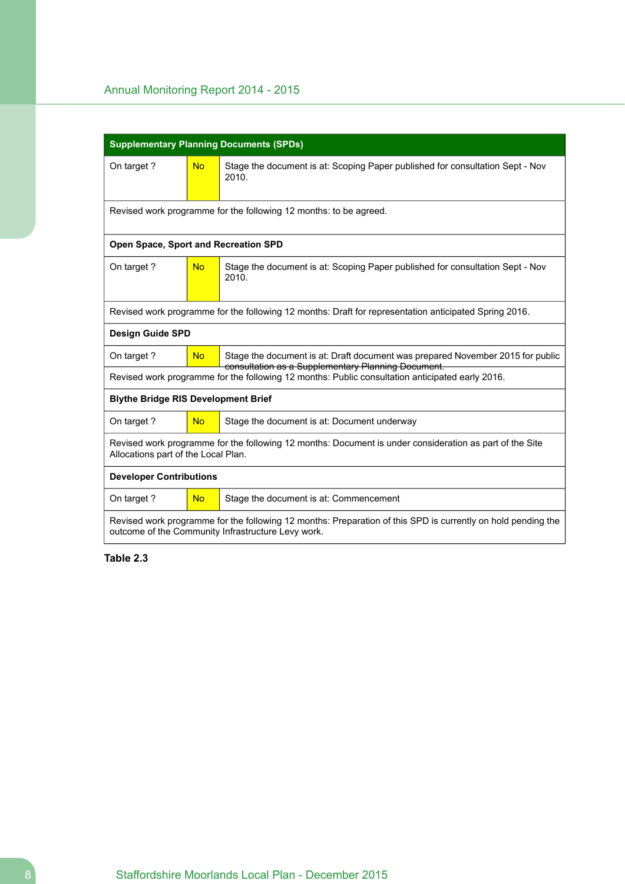| Supplementary Planning Documents (SPDs) | | |
|---|---|---|
| On target ? | No | Stage the document is at: Scoping Paper published for consultation Sept - Nov 2010. |
| Revised work programme for the following 12 months: to be agreed. | | |
| **Open Space, Sport and Recreation SPD** | | |
| On target ? | No | Stage the document is at: Scoping Paper published for consultation Sept - Nov 2010. |
| Revised work programme for the following 12 months: Draft for representation anticipated Spring 2016. | | |
| **Design Guide SPD** | | |
| On target ? | No | Stage the document is at: Draft document was prepared November 2015 for public consultation as a Supplementary Planning Document. |
| Revised work programme for the following 12 months: Public consultation anticipated early 2016. | | |
| **Blythe Bridge RIS Development Brief** | | |
| On target ? | No | Stage the document is at: Document underway |
| Revised work programme for the following 12 months: Document is under consideration as part of the Site Allocations part of the Local Plan. | | |
| **Developer Contributions** | | |
| On target ? | No | Stage the document is at: Commencement |
| Revised work programme for the following 12 months: Preparation of this SPD is currently on hold pending the outcome of the Community Infrastructure Levy work. | | |

**Table 2.3**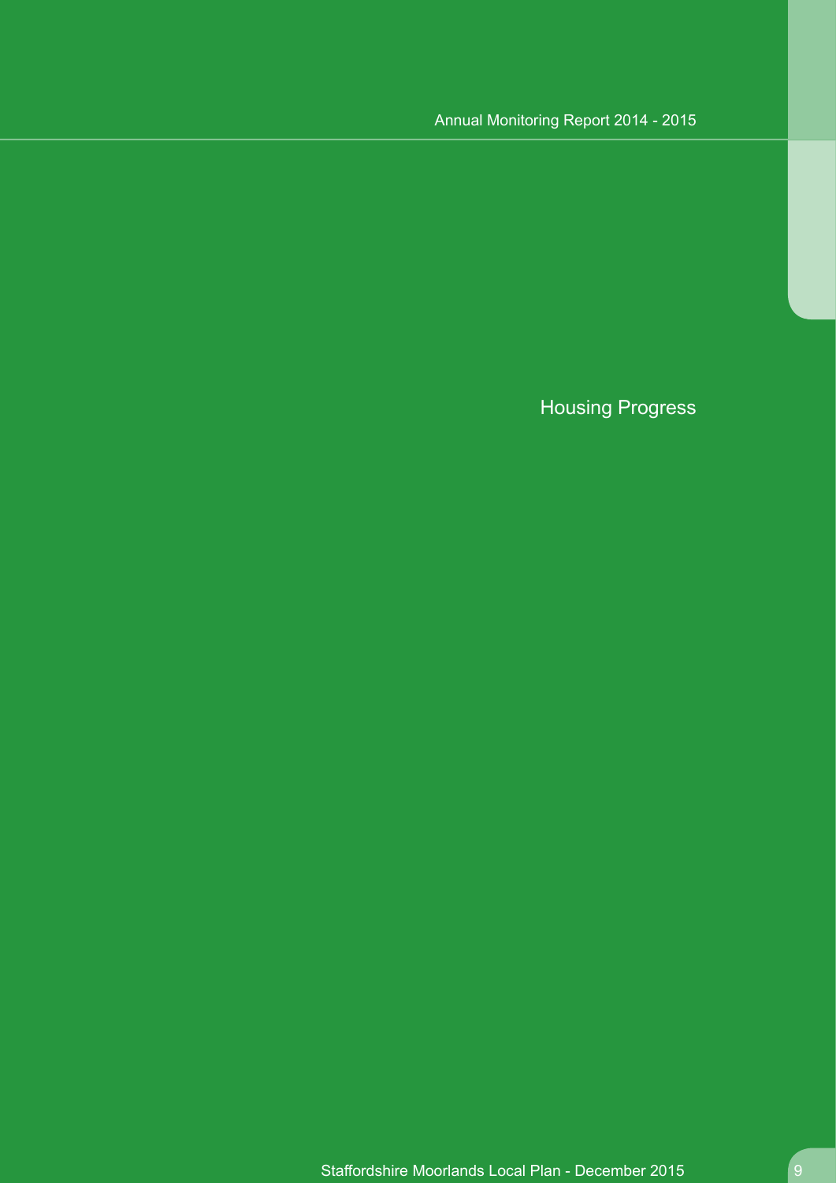# Housing Progress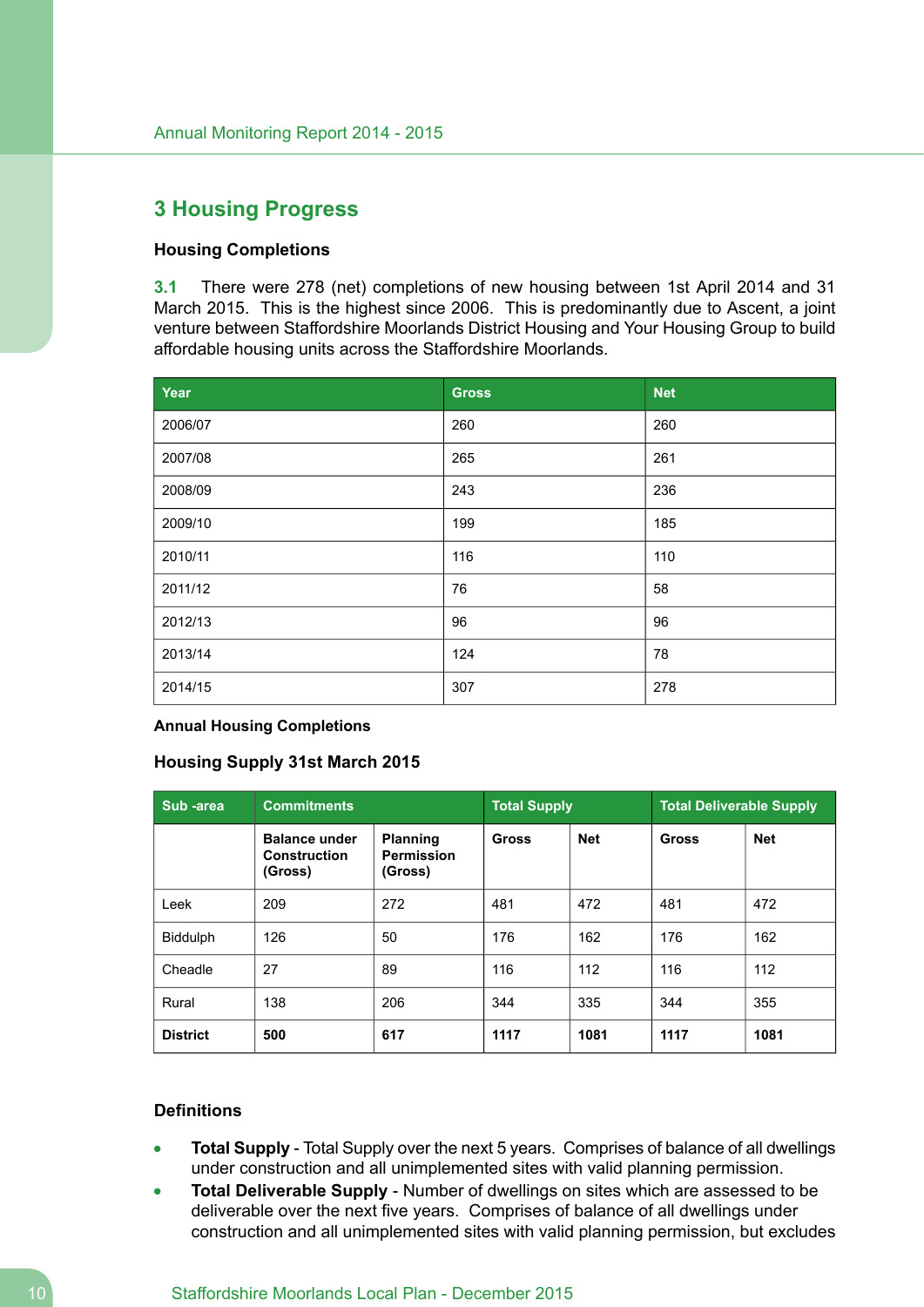## 3 Housing Progress

### Housing Completions

**3.1** There were 278 (net) completions of new housing between 1st April 2014 and 31 March 2015. This is the highest since 2006. This is predominantly due to Ascent, a joint venture between Staffordshire Moorlands District Housing and Your Housing Group to build affordable housing units across the Staffordshire Moorlands.

| Year | Gross | Net |
|---|---|---|
| 2006/07 | 260 | 260 |
| 2007/08 | 265 | 261 |
| 2008/09 | 243 | 236 |
| 2009/10 | 199 | 185 |
| 2010/11 | 116 | 110 |
| 2011/12 | 76 | 58 |
| 2012/13 | 96 | 96 |
| 2013/14 | 124 | 78 |
| 2014/15 | 307 | 278 |

**Annual Housing Completions**

### Housing Supply 31st March 2015

| Sub -area | Commitments | | Total Supply | | Total Deliverable Supply | |
|---|---|---|---|---|---|---|
| | **Balance under Construction (Gross)** | **Planning Permission (Gross)** | **Gross** | **Net** | **Gross** | **Net** |
| Leek | 209 | 272 | 481 | 472 | 481 | 472 |
| Biddulph | 126 | 50 | 176 | 162 | 176 | 162 |
| Cheadle | 27 | 89 | 116 | 112 | 116 | 112 |
| Rural | 138 | 206 | 344 | 335 | 344 | 355 |
| **District** | **500** | **617** | **1117** | **1081** | **1117** | **1081** |

### Definitions

- **Total Supply** - Total Supply over the next 5 years. Comprises of balance of all dwellings under construction and all unimplemented sites with valid planning permission.
- **Total Deliverable Supply** - Number of dwellings on sites which are assessed to be deliverable over the next five years. Comprises of balance of all dwellings under construction and all unimplemented sites with valid planning permission, but excludes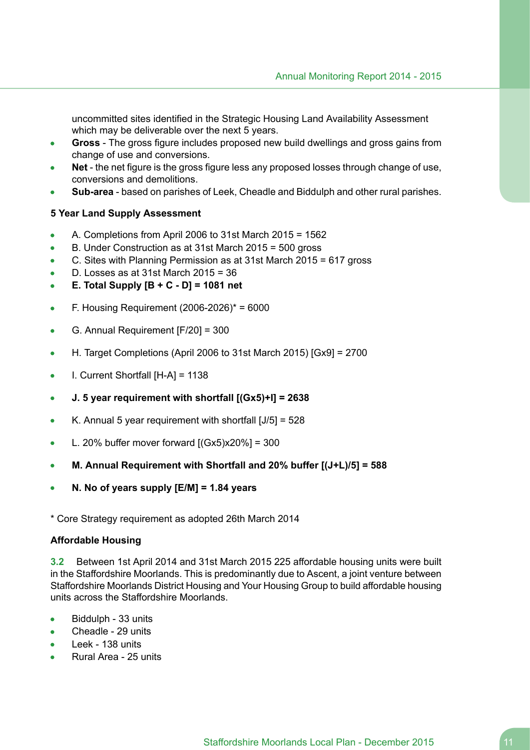uncommitted sites identified in the Strategic Housing Land Availability Assessment which may be deliverable over the next 5 years.

- **Gross** - The gross figure includes proposed new build dwellings and gross gains from change of use and conversions.
- **Net** - the net figure is the gross figure less any proposed losses through change of use, conversions and demolitions.
- **Sub-area** - based on parishes of Leek, Cheadle and Biddulph and other rural parishes.

**5 Year Land Supply Assessment**

- A. Completions from April 2006 to 31st March 2015 = 1562
- B. Under Construction as at 31st March 2015 = 500 gross
- C. Sites with Planning Permission as at 31st March 2015 = 617 gross
- D. Losses as at 31st March 2015 = 36
- **E. Total Supply [B + C - D] = 1081 net**
- F. Housing Requirement (2006-2026)* = 6000
- G. Annual Requirement [F/20] = 300
- H. Target Completions (April 2006 to 31st March 2015) [Gx9] = 2700
- I. Current Shortfall [H-A] = 1138
- **J. 5 year requirement with shortfall [(Gx5)+I] = 2638**
- K. Annual 5 year requirement with shortfall [J/5] = 528
- L. 20% buffer mover forward [(Gx5)x20%] = 300
- **M. Annual Requirement with Shortfall and 20% buffer [(J+L)/5] = 588**
- **N. No of years supply [E/M] = 1.84 years**

* Core Strategy requirement as adopted 26th March 2014

**Affordable Housing**

**3.2** Between 1st April 2014 and 31st March 2015 225 affordable housing units were built in the Staffordshire Moorlands. This is predominantly due to Ascent, a joint venture between Staffordshire Moorlands District Housing and Your Housing Group to build affordable housing units across the Staffordshire Moorlands.

- Biddulph - 33 units
- Cheadle - 29 units
- Leek - 138 units
- Rural Area - 25 units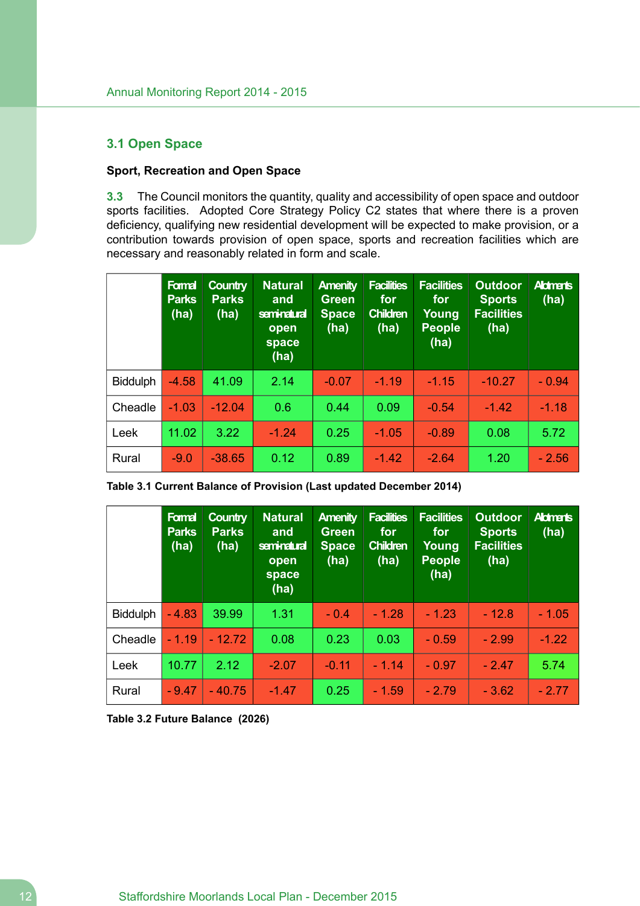## 3.1 Open Space

**Sport, Recreation and Open Space**

3.3 The Council monitors the quantity, quality and accessibility of open space and outdoor sports facilities. Adopted Core Strategy Policy C2 states that where there is a proven deficiency, qualifying new residential development will be expected to make provision, or a contribution towards provision of open space, sports and recreation facilities which are necessary and reasonably related in form and scale.

| | Formal Parks (ha) | Country Parks (ha) | Natural and semi-natural open space (ha) | Amenity Green Space (ha) | Facilities for Children (ha) | Facilities for Young People (ha) | Outdoor Sports Facilities (ha) | Allotments (ha) |
|---|---|---|---|---|---|---|---|---|
| Biddulph | -4.58 | 41.09 | 2.14 | -0.07 | -1.19 | -1.15 | -10.27 | - 0.94 |
| Cheadle | -1.03 | -12.04 | 0.6 | 0.44 | 0.09 | -0.54 | -1.42 | -1.18 |
| Leek | 11.02 | 3.22 | -1.24 | 0.25 | -1.05 | -0.89 | 0.08 | 5.72 |
| Rural | -9.0 | -38.65 | 0.12 | 0.89 | -1.42 | -2.64 | 1.20 | - 2.56 |

**Table 3.1 Current Balance of Provision (Last updated December 2014)**

| | Formal Parks (ha) | Country Parks (ha) | Natural and semi-natural open space (ha) | Amenity Green Space (ha) | Facilities for Children (ha) | Facilities for Young People (ha) | Outdoor Sports Facilities (ha) | Allotments (ha) |
|---|---|---|---|---|---|---|---|---|
| Biddulph | - 4.83 | 39.99 | 1.31 | - 0.4 | - 1.28 | - 1.23 | - 12.8 | - 1.05 |
| Cheadle | - 1.19 | - 12.72 | 0.08 | 0.23 | 0.03 | - 0.59 | - 2.99 | -1.22 |
| Leek | 10.77 | 2.12 | -2.07 | -0.11 | - 1.14 | - 0.97 | - 2.47 | 5.74 |
| Rural | - 9.47 | - 40.75 | -1.47 | 0.25 | - 1.59 | - 2.79 | - 3.62 | - 2.77 |

**Table 3.2 Future Balance (2026)**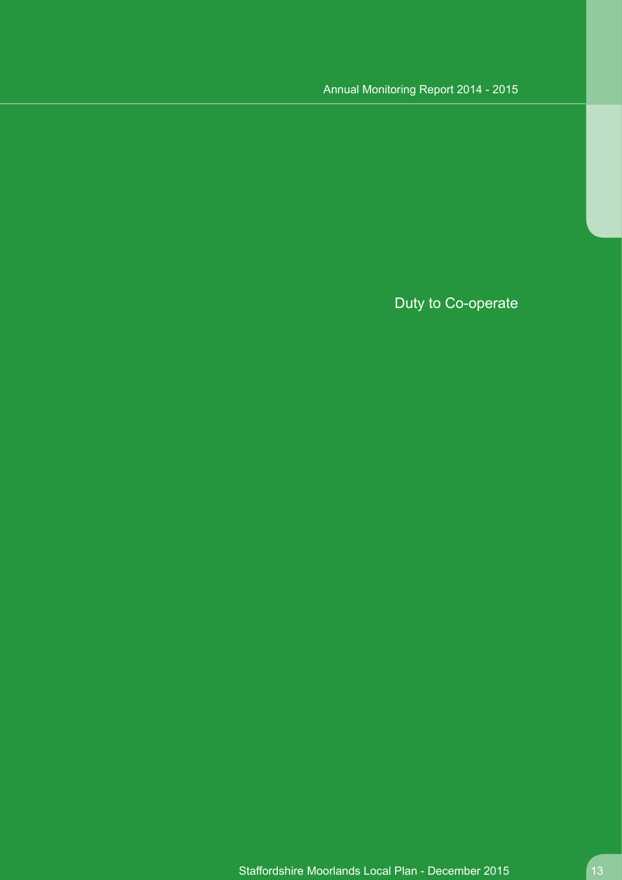# Duty to Co-operate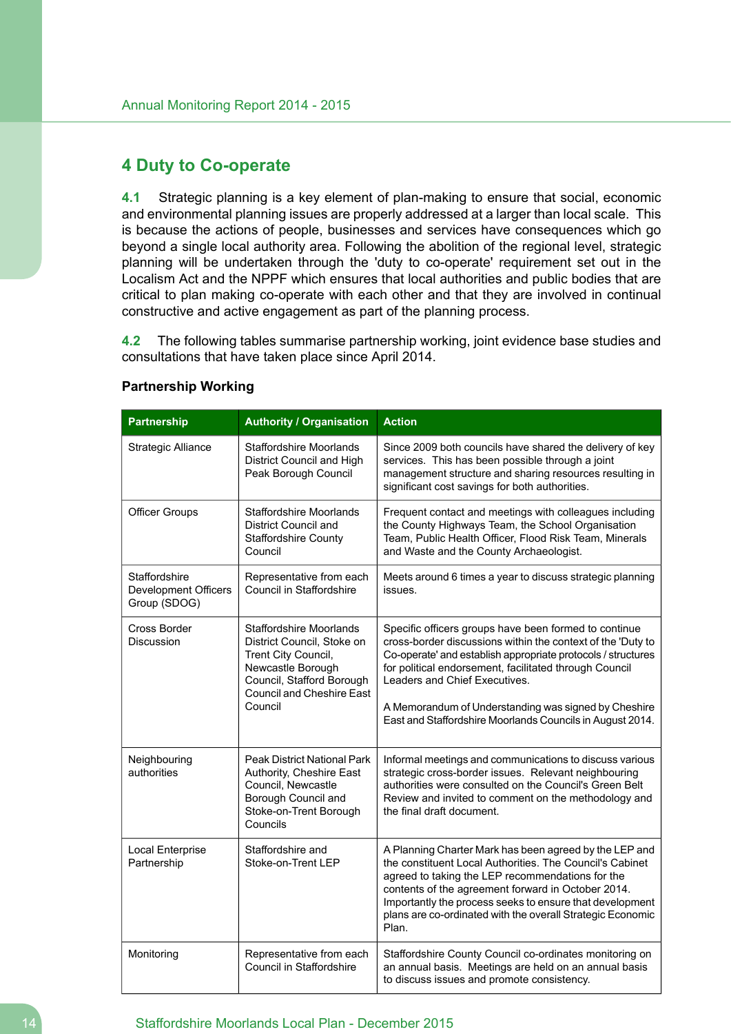# 4 Duty to Co-operate

**4.1** Strategic planning is a key element of plan-making to ensure that social, economic and environmental planning issues are properly addressed at a larger than local scale. This is because the actions of people, businesses and services have consequences which go beyond a single local authority area. Following the abolition of the regional level, strategic planning will be undertaken through the 'duty to co-operate' requirement set out in the Localism Act and the NPPF which ensures that local authorities and public bodies that are critical to plan making co-operate with each other and that they are involved in continual constructive and active engagement as part of the planning process.

**4.2** The following tables summarise partnership working, joint evidence base studies and consultations that have taken place since April 2014.

**Partnership Working**

| Partnership | Authority / Organisation | Action |
|---|---|---|
| Strategic Alliance | Staffordshire Moorlands District Council and High Peak Borough Council | Since 2009 both councils have shared the delivery of key services. This has been possible through a joint management structure and sharing resources resulting in significant cost savings for both authorities. |
| Officer Groups | Staffordshire Moorlands District Council and Staffordshire County Council | Frequent contact and meetings with colleagues including the County Highways Team, the School Organisation Team, Public Health Officer, Flood Risk Team, Minerals and Waste and the County Archaeologist. |
| Staffordshire Development Officers Group (SDOG) | Representative from each Council in Staffordshire | Meets around 6 times a year to discuss strategic planning issues. |
| Cross Border Discussion | Staffordshire Moorlands District Council, Stoke on Trent City Council, Newcastle Borough Council, Stafford Borough Council and Cheshire East Council | Specific officers groups have been formed to continue cross-border discussions within the context of the 'Duty to Co-operate' and establish appropriate protocols / structures for political endorsement, facilitated through Council Leaders and Chief Executives.<br><br>A Memorandum of Understanding was signed by Cheshire East and Staffordshire Moorlands Councils in August 2014. |
| Neighbouring authorities | Peak District National Park Authority, Cheshire East Council, Newcastle Borough Council and Stoke-on-Trent Borough Councils | Informal meetings and communications to discuss various strategic cross-border issues. Relevant neighbouring authorities were consulted on the Council's Green Belt Review and invited to comment on the methodology and the final draft document. |
| Local Enterprise Partnership | Staffordshire and Stoke-on-Trent LEP | A Planning Charter Mark has been agreed by the LEP and the constituent Local Authorities. The Council's Cabinet agreed to taking the LEP recommendations for the contents of the agreement forward in October 2014. Importantly the process seeks to ensure that development plans are co-ordinated with the overall Strategic Economic Plan. |
| Monitoring | Representative from each Council in Staffordshire | Staffordshire County Council co-ordinates monitoring on an annual basis. Meetings are held on an annual basis to discuss issues and promote consistency. |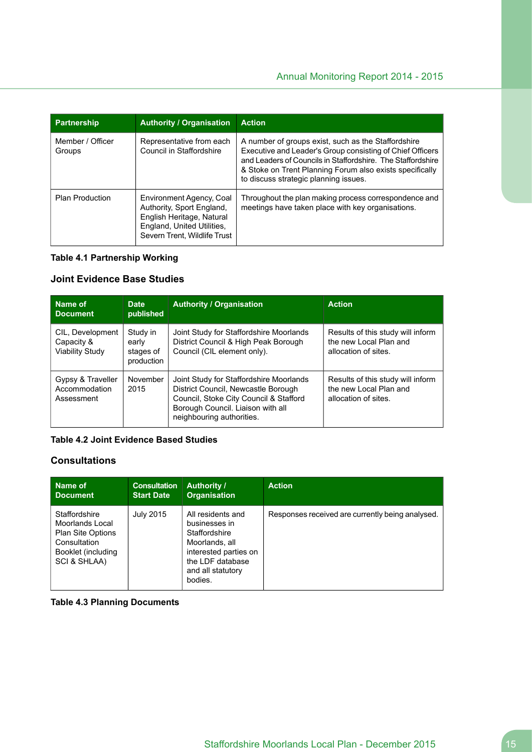| Partnership | Authority / Organisation | Action |
|---|---|---|
| Member / Officer Groups | Representative from each Council in Staffordshire | A number of groups exist, such as the Staffordshire Executive and Leader's Group consisting of Chief Officers and Leaders of Councils in Staffordshire. The Staffordshire & Stoke on Trent Planning Forum also exists specifically to discuss strategic planning issues. |
| Plan Production | Environment Agency, Coal Authority, Sport England, English Heritage, Natural England, United Utilities, Severn Trent, Wildlife Trust | Throughout the plan making process correspondence and meetings have taken place with key organisations. |

**Table 4.1 Partnership Working**

### Joint Evidence Base Studies

| Name of Document | Date published | Authority / Organisation | Action |
|---|---|---|---|
| CIL, Development Capacity & Viability Study | Study in early stages of production | Joint Study for Staffordshire Moorlands District Council & High Peak Borough Council (CIL element only). | Results of this study will inform the new Local Plan and allocation of sites. |
| Gypsy & Traveller Accommodation Assessment | November 2015 | Joint Study for Staffordshire Moorlands District Council, Newcastle Borough Council, Stoke City Council & Stafford Borough Council. Liaison with all neighbouring authorities. | Results of this study will inform the new Local Plan and allocation of sites. |

**Table 4.2 Joint Evidence Based Studies**

### Consultations

| Name of Document | Consultation Start Date | Authority / Organisation | Action |
|---|---|---|---|
| Staffordshire Moorlands Local Plan Site Options Consultation Booklet (including SCI & SHLAA) | July 2015 | All residents and businesses in Staffordshire Moorlands, all interested parties on the LDF database and all statutory bodies. | Responses received are currently being analysed. |

**Table 4.3 Planning Documents**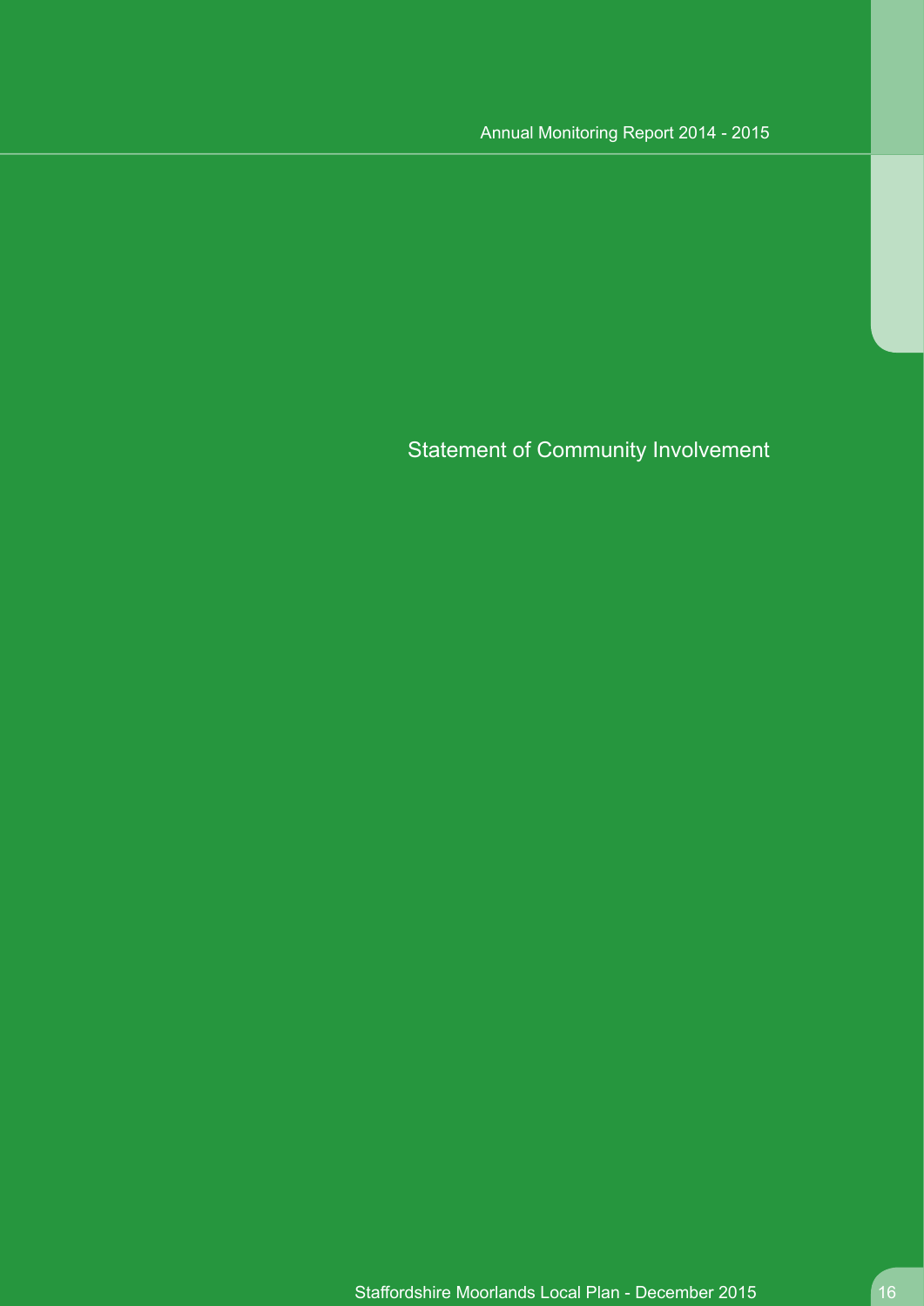# Statement of Community Involvement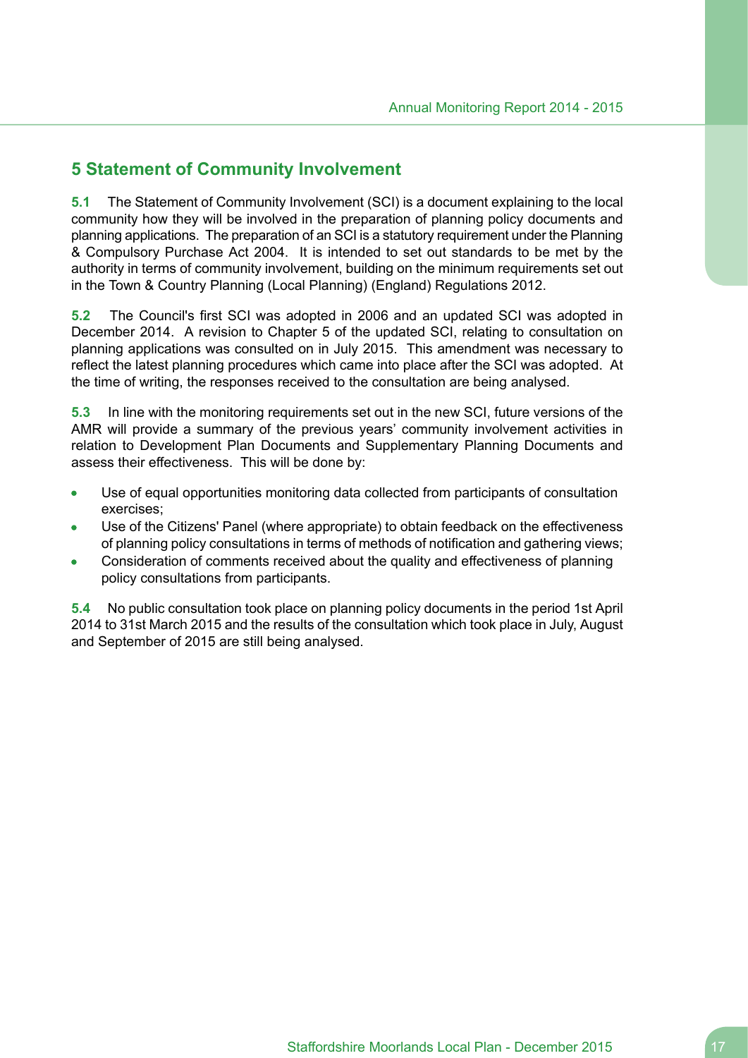## 5 Statement of Community Involvement

**5.1** The Statement of Community Involvement (SCI) is a document explaining to the local community how they will be involved in the preparation of planning policy documents and planning applications. The preparation of an SCI is a statutory requirement under the Planning & Compulsory Purchase Act 2004. It is intended to set out standards to be met by the authority in terms of community involvement, building on the minimum requirements set out in the Town & Country Planning (Local Planning) (England) Regulations 2012.

**5.2** The Council's first SCI was adopted in 2006 and an updated SCI was adopted in December 2014. A revision to Chapter 5 of the updated SCI, relating to consultation on planning applications was consulted on in July 2015. This amendment was necessary to reflect the latest planning procedures which came into place after the SCI was adopted. At the time of writing, the responses received to the consultation are being analysed.

**5.3** In line with the monitoring requirements set out in the new SCI, future versions of the AMR will provide a summary of the previous years' community involvement activities in relation to Development Plan Documents and Supplementary Planning Documents and assess their effectiveness. This will be done by:

- Use of equal opportunities monitoring data collected from participants of consultation exercises;
- Use of the Citizens' Panel (where appropriate) to obtain feedback on the effectiveness of planning policy consultations in terms of methods of notification and gathering views;
- Consideration of comments received about the quality and effectiveness of planning policy consultations from participants.

**5.4** No public consultation took place on planning policy documents in the period 1st April 2014 to 31st March 2015 and the results of the consultation which took place in July, August and September of 2015 are still being analysed.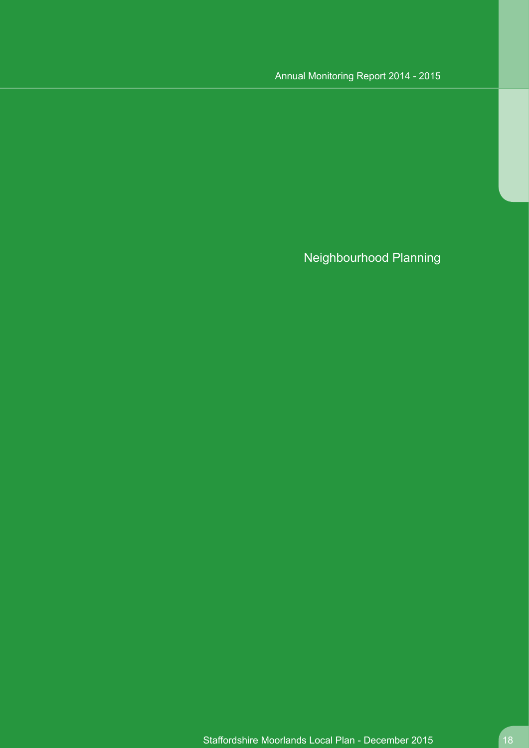# Neighbourhood Planning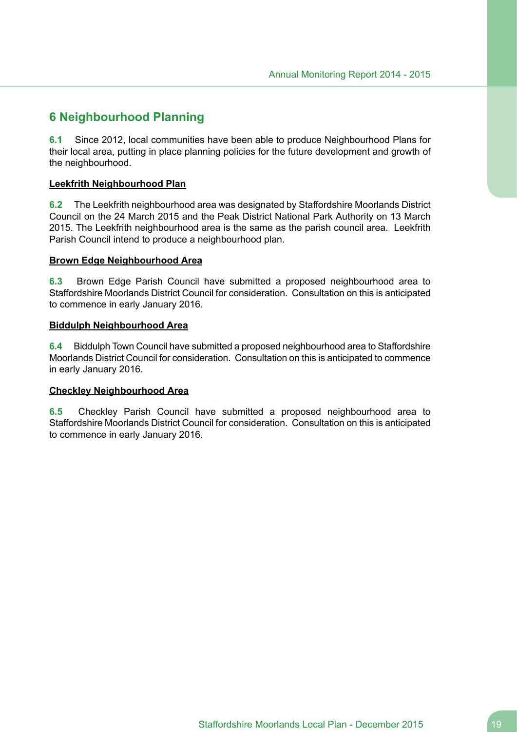# 6 Neighbourhood Planning

**6.1** Since 2012, local communities have been able to produce Neighbourhood Plans for their local area, putting in place planning policies for the future development and growth of the neighbourhood.

**Leekfrith Neighbourhood Plan**

**6.2** The Leekfrith neighbourhood area was designated by Staffordshire Moorlands District Council on the 24 March 2015 and the Peak District National Park Authority on 13 March 2015. The Leekfrith neighbourhood area is the same as the parish council area. Leekfrith Parish Council intend to produce a neighbourhood plan.

**Brown Edge Neighbourhood Area**

**6.3** Brown Edge Parish Council have submitted a proposed neighbourhood area to Staffordshire Moorlands District Council for consideration. Consultation on this is anticipated to commence in early January 2016.

**Biddulph Neighbourhood Area**

**6.4** Biddulph Town Council have submitted a proposed neighbourhood area to Staffordshire Moorlands District Council for consideration. Consultation on this is anticipated to commence in early January 2016.

**Checkley Neighbourhood Area**

**6.5** Checkley Parish Council have submitted a proposed neighbourhood area to Staffordshire Moorlands District Council for consideration. Consultation on this is anticipated to commence in early January 2016.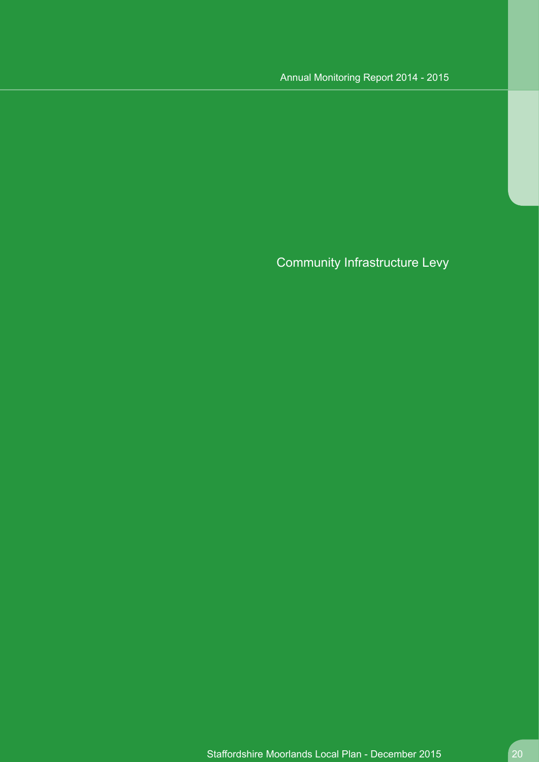# Community Infrastructure Levy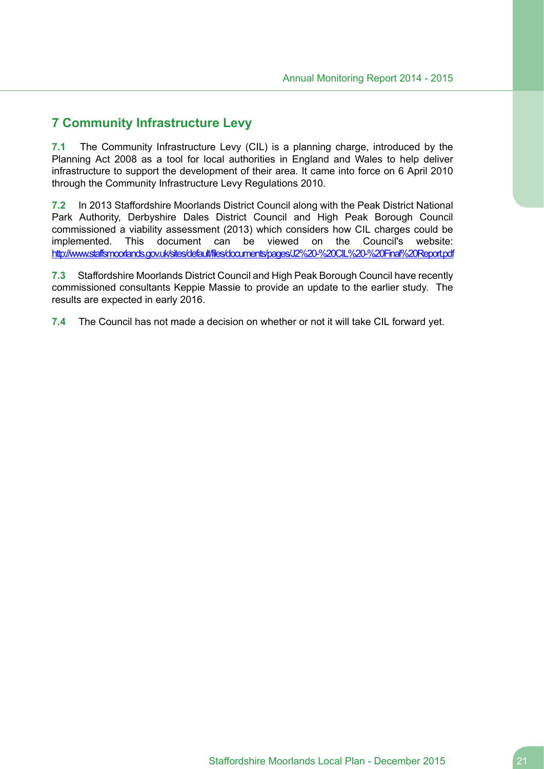## 7 Community Infrastructure Levy

**7.1** The Community Infrastructure Levy (CIL) is a planning charge, introduced by the Planning Act 2008 as a tool for local authorities in England and Wales to help deliver infrastructure to support the development of their area. It came into force on 6 April 2010 through the Community Infrastructure Levy Regulations 2010.

**7.2** In 2013 Staffordshire Moorlands District Council along with the Peak District National Park Authority, Derbyshire Dales District Council and High Peak Borough Council commissioned a viability assessment (2013) which considers how CIL charges could be implemented. This document can be viewed on the Council's website: http://www.staffsmoorlands.gov.uk/sites/default/files/documents/pages/J2%20-%20CIL%20-%20Final%20Report.pdf

**7.3** Staffordshire Moorlands District Council and High Peak Borough Council have recently commissioned consultants Keppie Massie to provide an update to the earlier study. The results are expected in early 2016.

**7.4** The Council has not made a decision on whether or not it will take CIL forward yet.